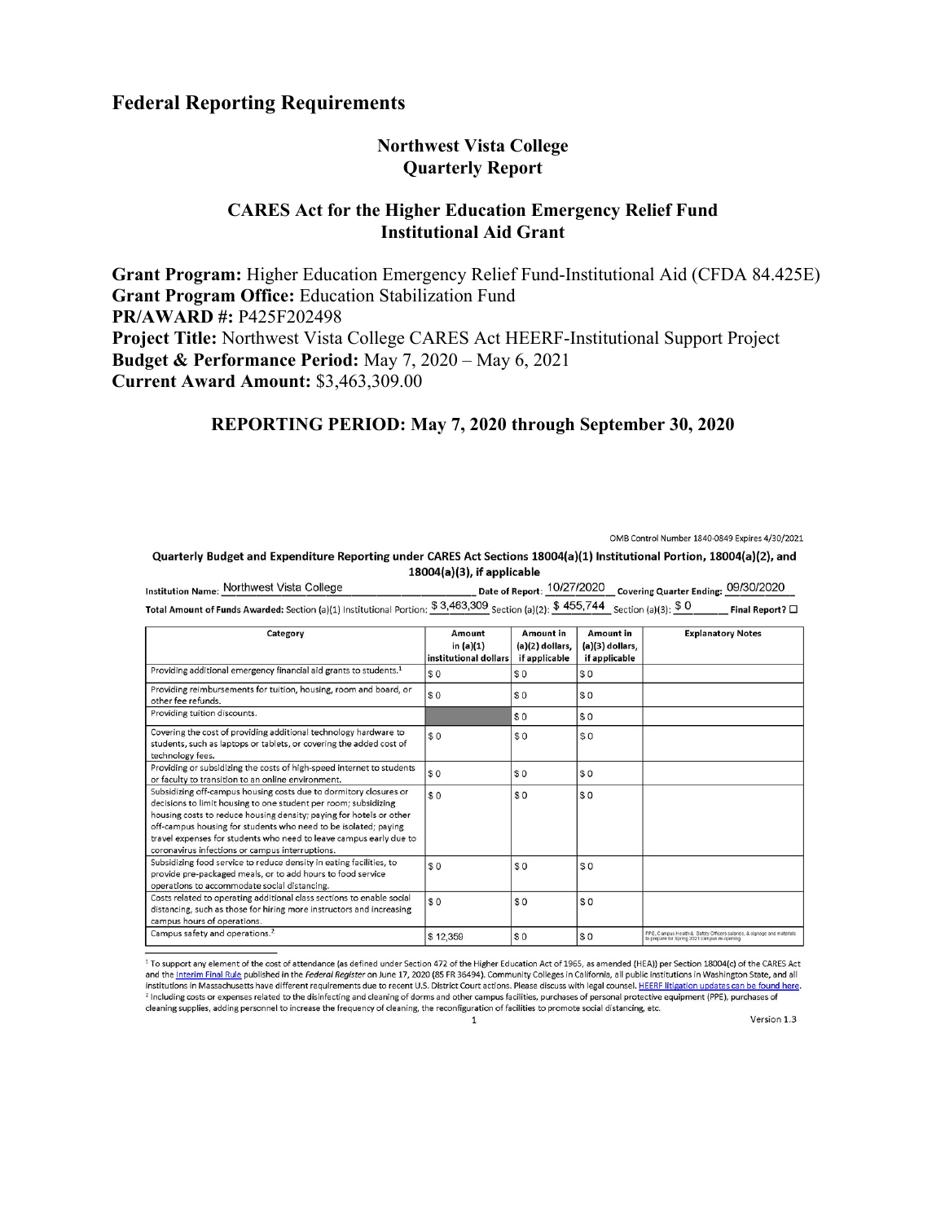# Federal Reporting Requirements

## Northwest Vista College
## Quarterly Report

## CARES Act for the Higher Education Emergency Relief Fund Institutional Aid Grant

**Grant Program:** Higher Education Emergency Relief Fund-Institutional Aid (CFDA 84.425E)
**Grant Program Office:** Education Stabilization Fund
**PR/AWARD #:** P425F202498
**Project Title:** Northwest Vista College CARES Act HEERF-Institutional Support Project
**Budget & Performance Period:** May 7, 2020 – May 6, 2021
**Current Award Amount:** $3,463,309.00

### REPORTING PERIOD: May 7, 2020 through September 30, 2020

OMB Control Number 1840-0849 Expires 4/30/2021

**Quarterly Budget and Expenditure Reporting under CARES Act Sections 18004(a)(1) Institutional Portion, 18004(a)(2), and 18004(a)(3), if applicable**

**Institution Name:** Northwest Vista College **Date of Report:** 10/27/2020 **Covering Quarter Ending:** 09/30/2020

**Total Amount of Funds Awarded:** Section (a)(1) Institutional Portion: $ 3,463,309 Section (a)(2): $ 455,744 Section (a)(3): $ 0 **Final Report?** ☐

| Category | Amount in (a)(1) institutional dollars | Amount in (a)(2) dollars, if applicable | Amount in (a)(3) dollars, if applicable | Explanatory Notes |
|---|---|---|---|---|
| Providing additional emergency financial aid grants to students.[1] | $ 0 | $ 0 | $ 0 | |
| Providing reimbursements for tuition, housing, room and board, or other fee refunds. | $ 0 | $ 0 | $ 0 | |
| Providing tuition discounts. | | $ 0 | $ 0 | |
| Covering the cost of providing additional technology hardware to students, such as laptops or tablets, or covering the added cost of technology fees. | $ 0 | $ 0 | $ 0 | |
| Providing or subsidizing the costs of high-speed internet to students or faculty to transition to an online environment. | $ 0 | $ 0 | $ 0 | |
| Subsidizing off-campus housing costs due to dormitory closures or decisions to limit housing to one student per room; subsidizing housing costs to reduce housing density; paying for hotels or other off-campus housing for students who need to be isolated; paying travel expenses for students who need to leave campus early due to coronavirus infections or campus interruptions. | $ 0 | $ 0 | $ 0 | |
| Subsidizing food service to reduce density in eating facilities, to provide pre-packaged meals, or to add hours to food service operations to accommodate social distancing. | $ 0 | $ 0 | $ 0 | |
| Costs related to operating additional class sections to enable social distancing, such as those for hiring more instructors and increasing campus hours of operations. | $ 0 | $ 0 | $ 0 | |
| Campus safety and operations.[2] | $ 12,359 | $ 0 | $ 0 | PPE, Campus Health & Safety Officers salaries, & signage and materials to prepare for Spring 2021 campus re-opening |

[1] To support any element of the cost of attendance (as defined under Section 472 of the Higher Education Act of 1965, as amended (HEA)) per Section 18004(c) of the CARES Act and the Interim Final Rule published in the *Federal Register* on June 17, 2020 (85 FR 36494). Community Colleges in California, all public institutions in Washington State, and all institutions in Massachusetts have different requirements due to recent U.S. District Court actions. Please discuss with legal counsel. HEERF litigation updates can be found here.
[2] Including costs or expenses related to the disinfecting and cleaning of dorms and other campus facilities, purchases of personal protective equipment (PPE), purchases of cleaning supplies, adding personnel to increase the frequency of cleaning, the reconfiguration of facilities to promote social distancing, etc.

Version 1.3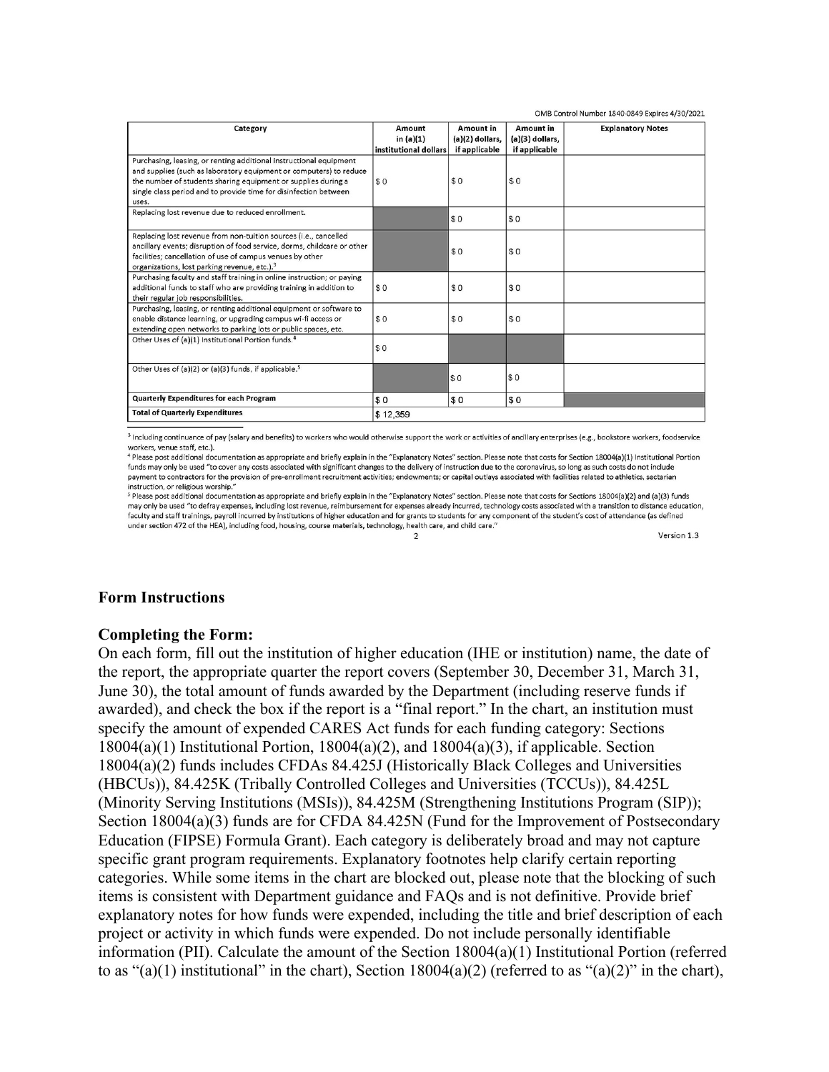OMB Control Number 1840-0849 Expires 4/30/2021

| Category | Amount in (a)(1) institutional dollars | Amount in (a)(2) dollars, if applicable | Amount in (a)(3) dollars, if applicable | Explanatory Notes |
|---|---|---|---|---|
| Purchasing, leasing, or renting additional instructional equipment and supplies (such as laboratory equipment or computers) to reduce the number of students sharing equipment or supplies during a single class period and to provide time for disinfection between uses. | $ 0 | $ 0 | $ 0 | |
| Replacing lost revenue due to reduced enrollment. | | $ 0 | $ 0 | |
| Replacing lost revenue from non-tuition sources (i.e., cancelled ancillary events; disruption of food service, dorms, childcare or other facilities; cancellation of use of campus venues by other organizations, lost parking revenue, etc.).[3] | | $ 0 | $ 0 | |
| Purchasing faculty and staff training in online instruction; or paying additional funds to staff who are providing training in addition to their regular job responsibilities. | $ 0 | $ 0 | $ 0 | |
| Purchasing, leasing, or renting additional equipment or software to enable distance learning, or upgrading campus wi-fi access or extending open networks to parking lots or public spaces, etc. | $ 0 | $ 0 | $ 0 | |
| Other Uses of (a)(1) Institutional Portion funds.[4] | $ 0 | | | |
| Other Uses of (a)(2) or (a)(3) funds, if applicable.[5] | | $ 0 | $ 0 | |
| **Quarterly Expenditures for each Program** | $ 0 | $ 0 | $ 0 | |
| **Total of Quarterly Expenditures** | $ 12,359 | | | |

[3] Including continuance of pay (salary and benefits) to workers who would otherwise support the work or activities of ancillary enterprises (e.g., bookstore workers, foodservice workers, venue staff, etc.).

[4] Please post additional documentation as appropriate and briefly explain in the "Explanatory Notes" section. Please note that costs for Section 18004(a)(1) Institutional Portion funds may only be used "to cover any costs associated with significant changes to the delivery of instruction due to the coronavirus, so long as such costs do not include payment to contractors for the provision of pre-enrollment recruitment activities; endowments; or capital outlays associated with facilities related to athletics, sectarian instruction, or religious worship."

[5] Please post additional documentation as appropriate and briefly explain in the "Explanatory Notes" section. Please note that costs for Sections 18004(a)(2) and (a)(3) funds may only be used "to defray expenses, including lost revenue, reimbursement for expenses already incurred, technology costs associated with a transition to distance education, faculty and staff trainings, payroll incurred by institutions of higher education and for grants to students for any component of the student's cost of attendance (as defined under section 472 of the HEA), including food, housing, course materials, technology, health care, and child care."

Version 1.3

## Form Instructions

### Completing the Form:

On each form, fill out the institution of higher education (IHE or institution) name, the date of the report, the appropriate quarter the report covers (September 30, December 31, March 31, June 30), the total amount of funds awarded by the Department (including reserve funds if awarded), and check the box if the report is a "final report." In the chart, an institution must specify the amount of expended CARES Act funds for each funding category: Sections 18004(a)(1) Institutional Portion, 18004(a)(2), and 18004(a)(3), if applicable. Section 18004(a)(2) funds includes CFDAs 84.425J (Historically Black Colleges and Universities (HBCUs)), 84.425K (Tribally Controlled Colleges and Universities (TCCUs)), 84.425L (Minority Serving Institutions (MSIs)), 84.425M (Strengthening Institutions Program (SIP)); Section 18004(a)(3) funds are for CFDA 84.425N (Fund for the Improvement of Postsecondary Education (FIPSE) Formula Grant). Each category is deliberately broad and may not capture specific grant program requirements. Explanatory footnotes help clarify certain reporting categories. While some items in the chart are blocked out, please note that the blocking of such items is consistent with Department guidance and FAQs and is not definitive. Provide brief explanatory notes for how funds were expended, including the title and brief description of each project or activity in which funds were expended. Do not include personally identifiable information (PII). Calculate the amount of the Section 18004(a)(1) Institutional Portion (referred to as "(a)(1) institutional" in the chart), Section 18004(a)(2) (referred to as "(a)(2)" in the chart),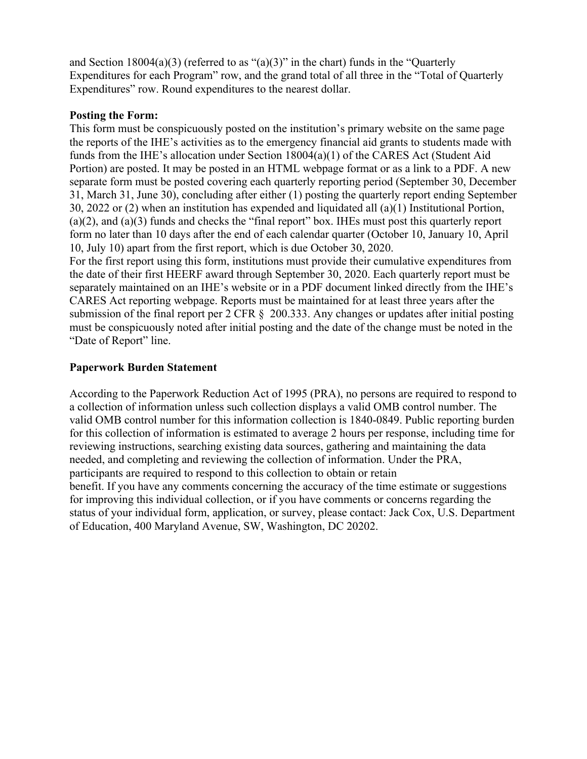and Section 18004(a)(3) (referred to as "(a)(3)" in the chart) funds in the "Quarterly Expenditures for each Program" row, and the grand total of all three in the "Total of Quarterly Expenditures" row. Round expenditures to the nearest dollar.

**Posting the Form:**

This form must be conspicuously posted on the institution's primary website on the same page the reports of the IHE's activities as to the emergency financial aid grants to students made with funds from the IHE's allocation under Section 18004(a)(1) of the CARES Act (Student Aid Portion) are posted. It may be posted in an HTML webpage format or as a link to a PDF. A new separate form must be posted covering each quarterly reporting period (September 30, December 31, March 31, June 30), concluding after either (1) posting the quarterly report ending September 30, 2022 or (2) when an institution has expended and liquidated all (a)(1) Institutional Portion, (a)(2), and (a)(3) funds and checks the "final report" box. IHEs must post this quarterly report form no later than 10 days after the end of each calendar quarter (October 10, January 10, April 10, July 10) apart from the first report, which is due October 30, 2020.

For the first report using this form, institutions must provide their cumulative expenditures from the date of their first HEERF award through September 30, 2020. Each quarterly report must be separately maintained on an IHE's website or in a PDF document linked directly from the IHE's CARES Act reporting webpage. Reports must be maintained for at least three years after the submission of the final report per 2 CFR § 200.333. Any changes or updates after initial posting must be conspicuously noted after initial posting and the date of the change must be noted in the "Date of Report" line.

**Paperwork Burden Statement**

According to the Paperwork Reduction Act of 1995 (PRA), no persons are required to respond to a collection of information unless such collection displays a valid OMB control number. The valid OMB control number for this information collection is 1840-0849. Public reporting burden for this collection of information is estimated to average 2 hours per response, including time for reviewing instructions, searching existing data sources, gathering and maintaining the data needed, and completing and reviewing the collection of information. Under the PRA, participants are required to respond to this collection to obtain or retain benefit. If you have any comments concerning the accuracy of the time estimate or suggestions for improving this individual collection, or if you have comments or concerns regarding the status of your individual form, application, or survey, please contact: Jack Cox, U.S. Department of Education, 400 Maryland Avenue, SW, Washington, DC 20202.